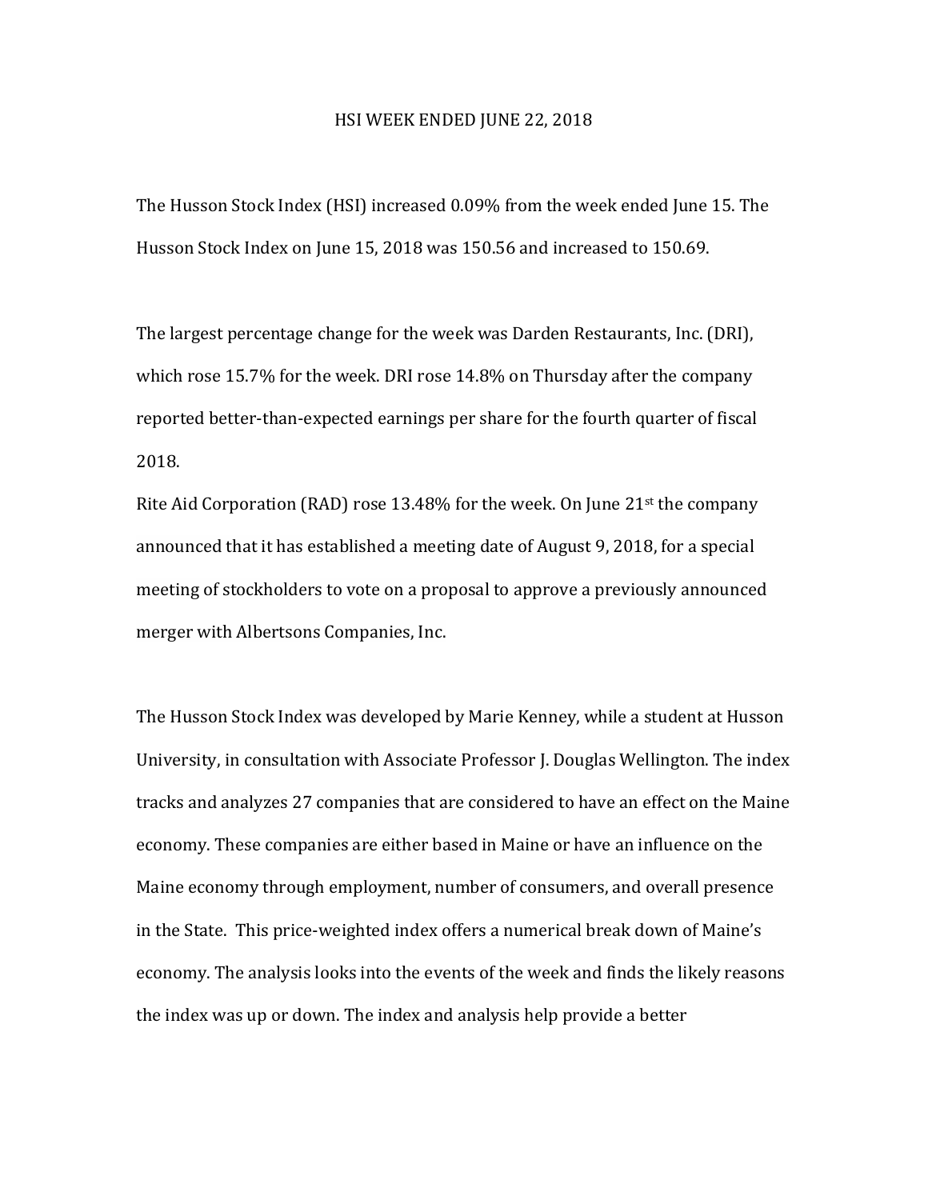# HSI WEEK ENDED JUNE 22, 2018

The Husson Stock Index (HSI) increased 0.09% from the week ended June 15. The Husson Stock Index on June 15, 2018 was 150.56 and increased to 150.69.

The largest percentage change for the week was Darden Restaurants, Inc. (DRI), which rose 15.7% for the week. DRI rose 14.8% on Thursday after the company reported better-than-expected earnings per share for the fourth quarter of fiscal 2018.

Rite Aid Corporation (RAD) rose 13.48% for the week. On June 21st the company announced that it has established a meeting date of August 9, 2018, for a special meeting of stockholders to vote on a proposal to approve a previously announced merger with Albertsons Companies, Inc.

The Husson Stock Index was developed by Marie Kenney, while a student at Husson University, in consultation with Associate Professor J. Douglas Wellington. The index tracks and analyzes 27 companies that are considered to have an effect on the Maine economy. These companies are either based in Maine or have an influence on the Maine economy through employment, number of consumers, and overall presence in the State. This price-weighted index offers a numerical break down of Maine's economy. The analysis looks into the events of the week and finds the likely reasons the index was up or down. The index and analysis help provide a better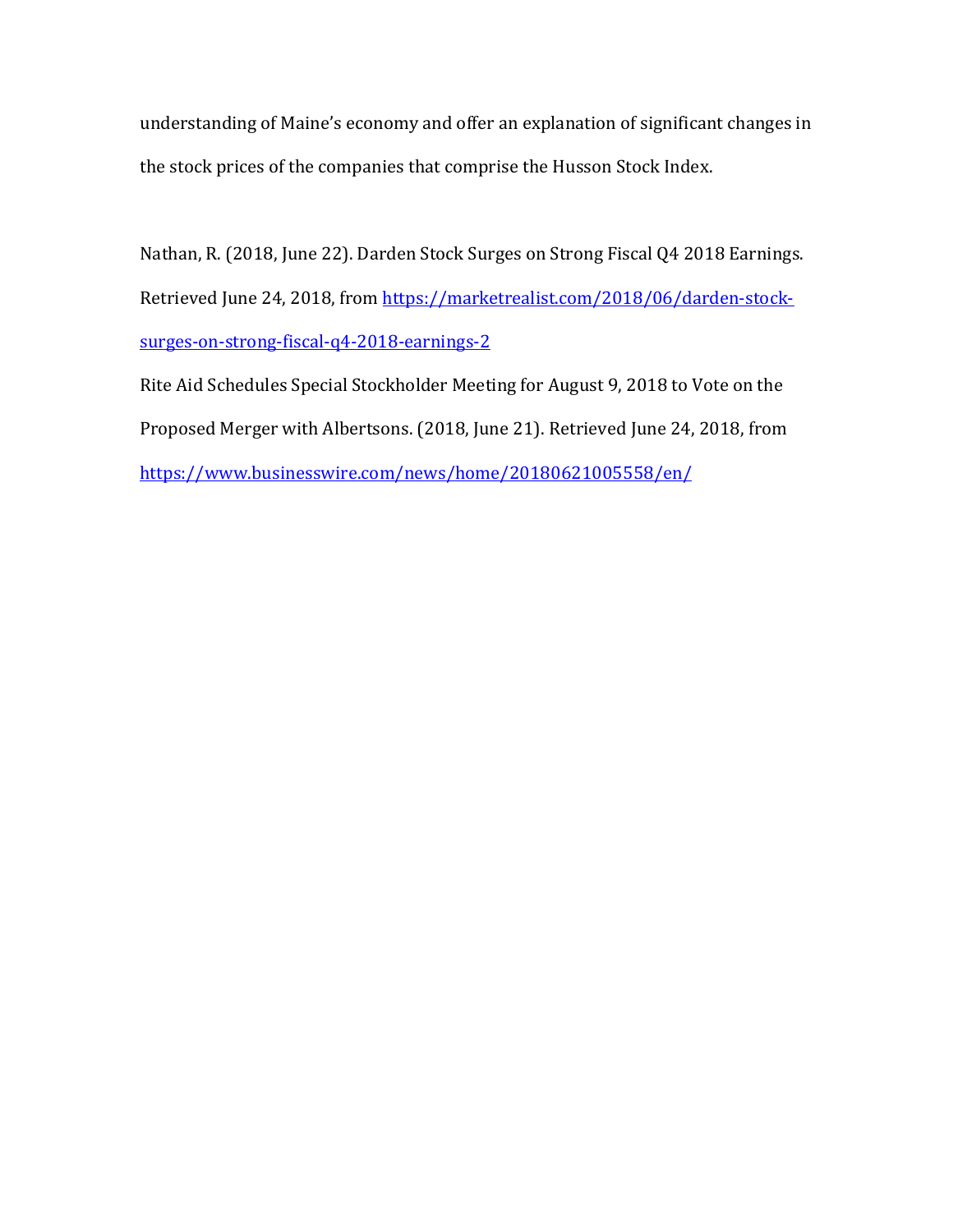understanding of Maine's economy and offer an explanation of significant changes in the stock prices of the companies that comprise the Husson Stock Index.

Nathan, R. (2018, June 22). Darden Stock Surges on Strong Fiscal Q4 2018 Earnings. Retrieved June 24, 2018, from https://marketrealist.com/2018/06/darden-stock-surges-on-strong-fiscal-q4-2018-earnings-2

Rite Aid Schedules Special Stockholder Meeting for August 9, 2018 to Vote on the Proposed Merger with Albertsons. (2018, June 21). Retrieved June 24, 2018, from https://www.businesswire.com/news/home/20180621005558/en/